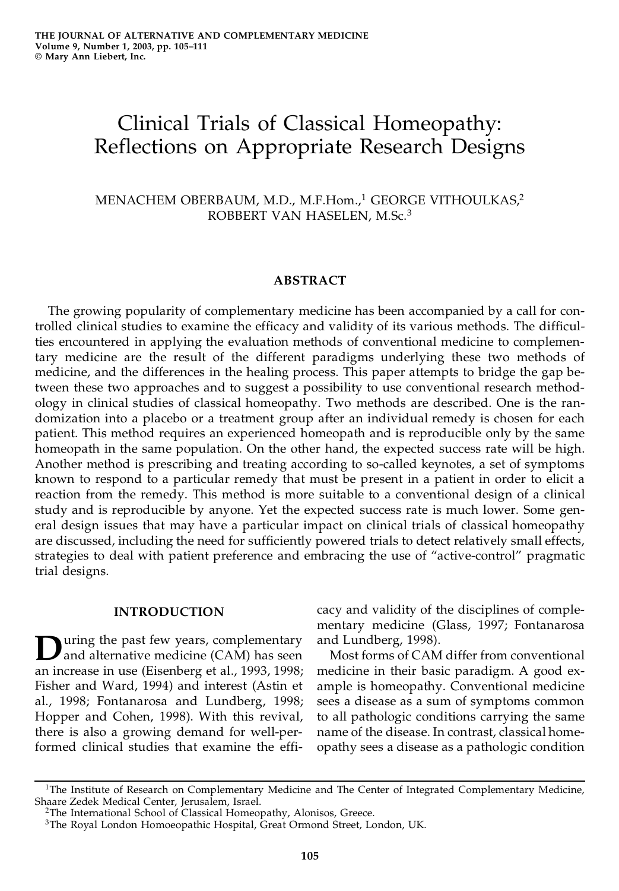# Clinical Trials of Classical Homeopathy: Reflections on Appropriate Research Designs

MENACHEM OBERBAUM, M.D., M.F.Hom.,[1] GEORGE VITHOULKAS,[2] ROBBERT VAN HASELEN, M.Sc.[3]

## ABSTRACT

The growing popularity of complementary medicine has been accompanied by a call for controlled clinical studies to examine the efficacy and validity of its various methods. The difficulties encountered in applying the evaluation methods of conventional medicine to complementary medicine are the result of the different paradigms underlying these two methods of medicine, and the differences in the healing process. This paper attempts to bridge the gap between these two approaches and to suggest a possibility to use conventional research methodology in clinical studies of classical homeopathy. Two methods are described. One is the randomization into a placebo or a treatment group after an individual remedy is chosen for each patient. This method requires an experienced homeopath and is reproducible only by the same homeopath in the same population. On the other hand, the expected success rate will be high. Another method is prescribing and treating according to so-called keynotes, a set of symptoms known to respond to a particular remedy that must be present in a patient in order to elicit a reaction from the remedy. This method is more suitable to a conventional design of a clinical study and is reproducible by anyone. Yet the expected success rate is much lower. Some general design issues that may have a particular impact on clinical trials of classical homeopathy are discussed, including the need for sufficiently powered trials to detect relatively small effects, strategies to deal with patient preference and embracing the use of "active-control" pragmatic trial designs.

## INTRODUCTION

During the past few years, complementary and alternative medicine (CAM) has seen an increase in use (Eisenberg et al., 1993, 1998; Fisher and Ward, 1994) and interest (Astin et al., 1998; Fontanarosa and Lundberg, 1998; Hopper and Cohen, 1998). With this revival, there is also a growing demand for well-performed clinical studies that examine the efficacy and validity of the disciplines of complementary medicine (Glass, 1997; Fontanarosa and Lundberg, 1998).

Most forms of CAM differ from conventional medicine in their basic paradigm. A good example is homeopathy. Conventional medicine sees a disease as a sum of symptoms common to all pathologic conditions carrying the same name of the disease. In contrast, classical homeopathy sees a disease as a pathologic condition

[1]The Institute of Research on Complementary Medicine and The Center of Integrated Complementary Medicine, Shaare Zedek Medical Center, Jerusalem, Israel.

[2]The International School of Classical Homeopathy, Alonisos, Greece.

[3]The Royal London Homoeopathic Hospital, Great Ormond Street, London, UK.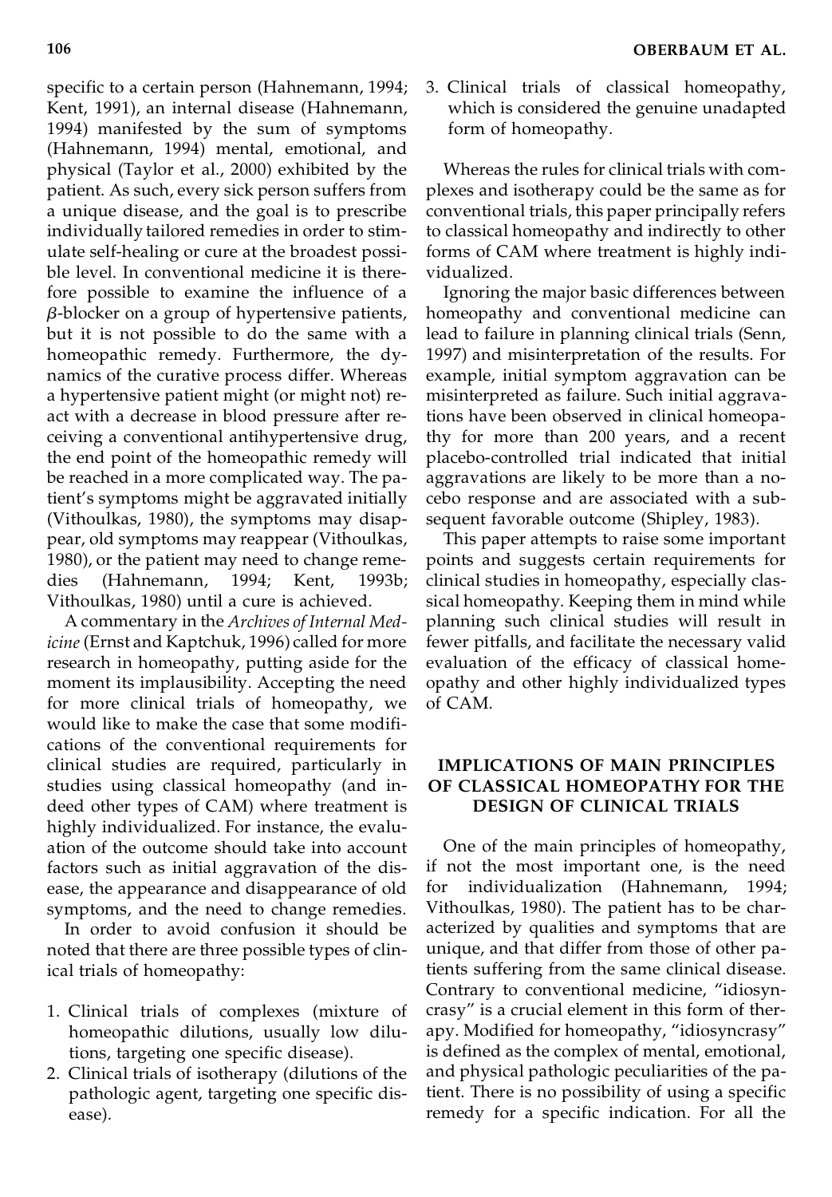specific to a certain person (Hahnemann, 1994; Kent, 1991), an internal disease (Hahnemann, 1994) manifested by the sum of symptoms (Hahnemann, 1994) mental, emotional, and physical (Taylor et al., 2000) exhibited by the patient. As such, every sick person suffers from a unique disease, and the goal is to prescribe individually tailored remedies in order to stimulate self-healing or cure at the broadest possible level. In conventional medicine it is therefore possible to examine the influence of a $\beta$-blocker on a group of hypertensive patients, but it is not possible to do the same with a homeopathic remedy. Furthermore, the dynamics of the curative process differ. Whereas a hypertensive patient might (or might not) react with a decrease in blood pressure after receiving a conventional antihypertensive drug, the end point of the homeopathic remedy will be reached in a more complicated way. The patient's symptoms might be aggravated initially (Vithoulkas, 1980), the symptoms may disappear, old symptoms may reappear (Vithoulkas, 1980), or the patient may need to change remedies (Hahnemann, 1994; Kent, 1993b; Vithoulkas, 1980) until a cure is achieved.

A commentary in the *Archives of Internal Medicine* (Ernst and Kaptchuk, 1996) called for more research in homeopathy, putting aside for the moment its implausibility. Accepting the need for more clinical trials of homeopathy, we would like to make the case that some modifications of the conventional requirements for clinical studies are required, particularly in studies using classical homeopathy (and indeed other types of CAM) where treatment is highly individualized. For instance, the evaluation of the outcome should take into account factors such as initial aggravation of the disease, the appearance and disappearance of old symptoms, and the need to change remedies.

In order to avoid confusion it should be noted that there are three possible types of clinical trials of homeopathy:

1. Clinical trials of complexes (mixture of homeopathic dilutions, usually low dilutions, targeting one specific disease).
2. Clinical trials of isotherapy (dilutions of the pathologic agent, targeting one specific disease).
3. Clinical trials of classical homeopathy, which is considered the genuine unadapted form of homeopathy.

Whereas the rules for clinical trials with complexes and isotherapy could be the same as for conventional trials, this paper principally refers to classical homeopathy and indirectly to other forms of CAM where treatment is highly individualized.

Ignoring the major basic differences between homeopathy and conventional medicine can lead to failure in planning clinical trials (Senn, 1997) and misinterpretation of the results. For example, initial symptom aggravation can be misinterpreted as failure. Such initial aggravations have been observed in clinical homeopathy for more than 200 years, and a recent placebo-controlled trial indicated that initial aggravations are likely to be more than a nocebo response and are associated with a subsequent favorable outcome (Shipley, 1983).

This paper attempts to raise some important points and suggests certain requirements for clinical studies in homeopathy, especially classical homeopathy. Keeping them in mind while planning such clinical studies will result in fewer pitfalls, and facilitate the necessary valid evaluation of the efficacy of classical homeopathy and other highly individualized types of CAM.

## IMPLICATIONS OF MAIN PRINCIPLES OF CLASSICAL HOMEOPATHY FOR THE DESIGN OF CLINICAL TRIALS

One of the main principles of homeopathy, if not the most important one, is the need for individualization (Hahnemann, 1994; Vithoulkas, 1980). The patient has to be characterized by qualities and symptoms that are unique, and that differ from those of other patients suffering from the same clinical disease. Contrary to conventional medicine, "idiosyncrasy" is a crucial element in this form of therapy. Modified for homeopathy, "idiosyncrasy" is defined as the complex of mental, emotional, and physical pathologic peculiarities of the patient. There is no possibility of using a specific remedy for a specific indication. For all the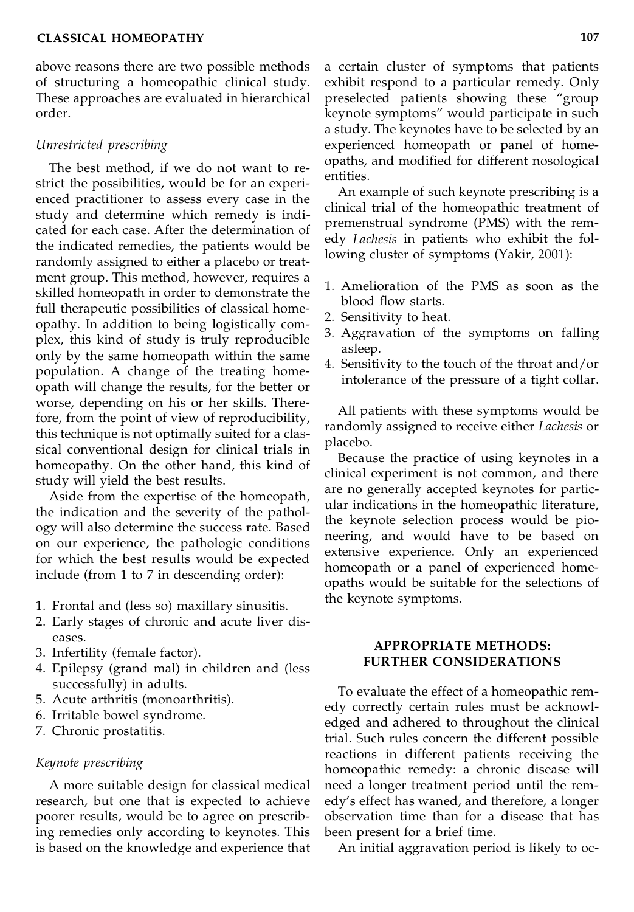above reasons there are two possible methods of structuring a homeopathic clinical study. These approaches are evaluated in hierarchical order.

### *Unrestricted prescribing*

The best method, if we do not want to restrict the possibilities, would be for an experienced practitioner to assess every case in the study and determine which remedy is indicated for each case. After the determination of the indicated remedies, the patients would be randomly assigned to either a placebo or treatment group. This method, however, requires a skilled homeopath in order to demonstrate the full therapeutic possibilities of classical homeopathy. In addition to being logistically complex, this kind of study is truly reproducible only by the same homeopath within the same population. A change of the treating homeopath will change the results, for the better or worse, depending on his or her skills. Therefore, from the point of view of reproducibility, this technique is not optimally suited for a classical conventional design for clinical trials in homeopathy. On the other hand, this kind of study will yield the best results.

Aside from the expertise of the homeopath, the indication and the severity of the pathology will also determine the success rate. Based on our experience, the pathologic conditions for which the best results would be expected include (from 1 to 7 in descending order):

1. Frontal and (less so) maxillary sinusitis.
2. Early stages of chronic and acute liver diseases.
3. Infertility (female factor).
4. Epilepsy (grand mal) in children and (less successfully) in adults.
5. Acute arthritis (monoarthritis).
6. Irritable bowel syndrome.
7. Chronic prostatitis.

### *Keynote prescribing*

A more suitable design for classical medical research, but one that is expected to achieve poorer results, would be to agree on prescribing remedies only according to keynotes. This is based on the knowledge and experience that a certain cluster of symptoms that patients exhibit respond to a particular remedy. Only preselected patients showing these "group keynote symptoms" would participate in such a study. The keynotes have to be selected by an experienced homeopath or panel of homeopaths, and modified for different nosological entities.

An example of such keynote prescribing is a clinical trial of the homeopathic treatment of premenstrual syndrome (PMS) with the remedy *Lachesis* in patients who exhibit the following cluster of symptoms (Yakir, 2001):

1. Amelioration of the PMS as soon as the blood flow starts.
2. Sensitivity to heat.
3. Aggravation of the symptoms on falling asleep.
4. Sensitivity to the touch of the throat and/or intolerance of the pressure of a tight collar.

All patients with these symptoms would be randomly assigned to receive either *Lachesis* or placebo.

Because the practice of using keynotes in a clinical experiment is not common, and there are no generally accepted keynotes for particular indications in the homeopathic literature, the keynote selection process would be pioneering, and would have to be based on extensive experience. Only an experienced homeopath or a panel of experienced homeopaths would be suitable for the selections of the keynote symptoms.

## APPROPRIATE METHODS: FURTHER CONSIDERATIONS

To evaluate the effect of a homeopathic remedy correctly certain rules must be acknowledged and adhered to throughout the clinical trial. Such rules concern the different possible reactions in different patients receiving the homeopathic remedy: a chronic disease will need a longer treatment period until the remedy's effect has waned, and therefore, a longer observation time than for a disease that has been present for a brief time.

An initial aggravation period is likely to oc-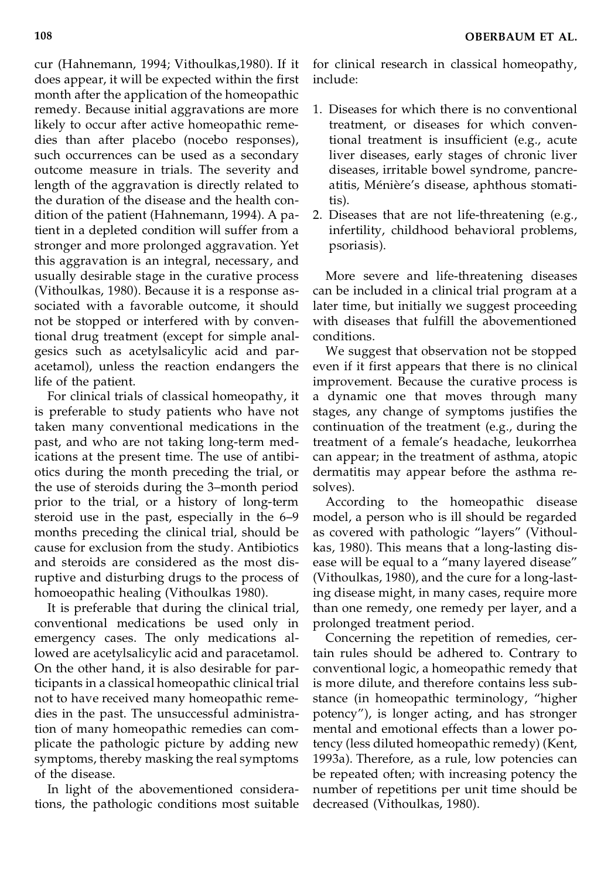cur (Hahnemann, 1994; Vithoulkas,1980). If it does appear, it will be expected within the first month after the application of the homeopathic remedy. Because initial aggravations are more likely to occur after active homeopathic remedies than after placebo (nocebo responses), such occurrences can be used as a secondary outcome measure in trials. The severity and length of the aggravation is directly related to the duration of the disease and the health condition of the patient (Hahnemann, 1994). A patient in a depleted condition will suffer from a stronger and more prolonged aggravation. Yet this aggravation is an integral, necessary, and usually desirable stage in the curative process (Vithoulkas, 1980). Because it is a response associated with a favorable outcome, it should not be stopped or interfered with by conventional drug treatment (except for simple analgesics such as acetylsalicylic acid and paracetamol), unless the reaction endangers the life of the patient.

For clinical trials of classical homeopathy, it is preferable to study patients who have not taken many conventional medications in the past, and who are not taking long-term medications at the present time. The use of antibiotics during the month preceding the trial, or the use of steroids during the 3–month period prior to the trial, or a history of long-term steroid use in the past, especially in the 6–9 months preceding the clinical trial, should be cause for exclusion from the study. Antibiotics and steroids are considered as the most disruptive and disturbing drugs to the process of homoeopathic healing (Vithoulkas 1980).

It is preferable that during the clinical trial, conventional medications be used only in emergency cases. The only medications allowed are acetylsalicylic acid and paracetamol. On the other hand, it is also desirable for participants in a classical homeopathic clinical trial not to have received many homeopathic remedies in the past. The unsuccessful administration of many homeopathic remedies can complicate the pathologic picture by adding new symptoms, thereby masking the real symptoms of the disease.

In light of the abovementioned considerations, the pathologic conditions most suitable for clinical research in classical homeopathy, include:

1. Diseases for which there is no conventional treatment, or diseases for which conventional treatment is insufficient (e.g., acute liver diseases, early stages of chronic liver diseases, irritable bowel syndrome, pancreatitis, Ménière's disease, aphthous stomatitis).
2. Diseases that are not life-threatening (e.g., infertility, childhood behavioral problems, psoriasis).

More severe and life-threatening diseases can be included in a clinical trial program at a later time, but initially we suggest proceeding with diseases that fulfill the abovementioned conditions.

We suggest that observation not be stopped even if it first appears that there is no clinical improvement. Because the curative process is a dynamic one that moves through many stages, any change of symptoms justifies the continuation of the treatment (e.g., during the treatment of a female's headache, leukorrhea can appear; in the treatment of asthma, atopic dermatitis may appear before the asthma resolves).

According to the homeopathic disease model, a person who is ill should be regarded as covered with pathologic "layers" (Vithoulkas, 1980). This means that a long-lasting disease will be equal to a "many layered disease" (Vithoulkas, 1980), and the cure for a long-lasting disease might, in many cases, require more than one remedy, one remedy per layer, and a prolonged treatment period.

Concerning the repetition of remedies, certain rules should be adhered to. Contrary to conventional logic, a homeopathic remedy that is more dilute, and therefore contains less substance (in homeopathic terminology, "higher potency"), is longer acting, and has stronger mental and emotional effects than a lower potency (less diluted homeopathic remedy) (Kent, 1993a). Therefore, as a rule, low potencies can be repeated often; with increasing potency the number of repetitions per unit time should be decreased (Vithoulkas, 1980).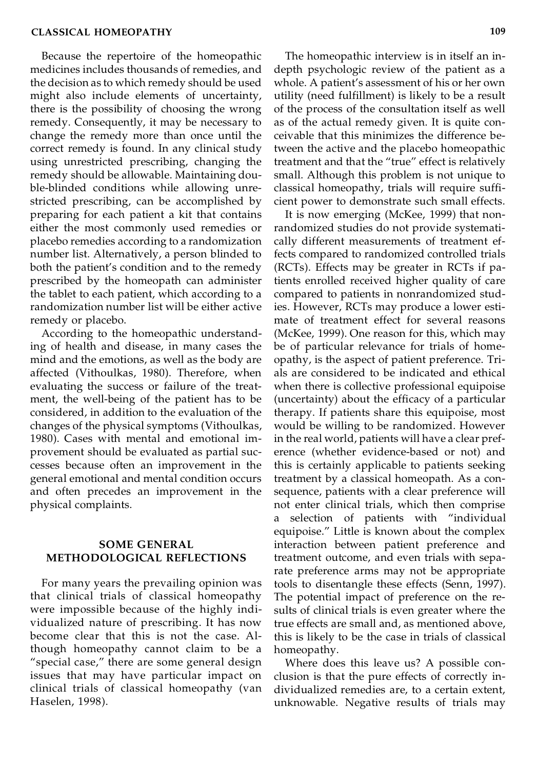Because the repertoire of the homeopathic medicines includes thousands of remedies, and the decision as to which remedy should be used might also include elements of uncertainty, there is the possibility of choosing the wrong remedy. Consequently, it may be necessary to change the remedy more than once until the correct remedy is found. In any clinical study using unrestricted prescribing, changing the remedy should be allowable. Maintaining double-blinded conditions while allowing unrestricted prescribing, can be accomplished by preparing for each patient a kit that contains either the most commonly used remedies or placebo remedies according to a randomization number list. Alternatively, a person blinded to both the patient's condition and to the remedy prescribed by the homeopath can administer the tablet to each patient, which according to a randomization number list will be either active remedy or placebo.

According to the homeopathic understanding of health and disease, in many cases the mind and the emotions, as well as the body are affected (Vithoulkas, 1980). Therefore, when evaluating the success or failure of the treatment, the well-being of the patient has to be considered, in addition to the evaluation of the changes of the physical symptoms (Vithoulkas, 1980). Cases with mental and emotional improvement should be evaluated as partial successes because often an improvement in the general emotional and mental condition occurs and often precedes an improvement in the physical complaints.

## SOME GENERAL METHODOLOGICAL REFLECTIONS

For many years the prevailing opinion was that clinical trials of classical homeopathy were impossible because of the highly individualized nature of prescribing. It has now become clear that this is not the case. Although homeopathy cannot claim to be a "special case," there are some general design issues that may have particular impact on clinical trials of classical homeopathy (van Haselen, 1998).

The homeopathic interview is in itself an in-depth psychologic review of the patient as a whole. A patient's assessment of his or her own utility (need fulfillment) is likely to be a result of the process of the consultation itself as well as of the actual remedy given. It is quite conceivable that this minimizes the difference between the active and the placebo homeopathic treatment and that the "true" effect is relatively small. Although this problem is not unique to classical homeopathy, trials will require sufficient power to demonstrate such small effects.

It is now emerging (McKee, 1999) that nonrandomized studies do not provide systematically different measurements of treatment effects compared to randomized controlled trials (RCTs). Effects may be greater in RCTs if patients enrolled received higher quality of care compared to patients in nonrandomized studies. However, RCTs may produce a lower estimate of treatment effect for several reasons (McKee, 1999). One reason for this, which may be of particular relevance for trials of homeopathy, is the aspect of patient preference. Trials are considered to be indicated and ethical when there is collective professional equipoise (uncertainty) about the efficacy of a particular therapy. If patients share this equipoise, most would be willing to be randomized. However in the real world, patients will have a clear preference (whether evidence-based or not) and this is certainly applicable to patients seeking treatment by a classical homeopath. As a consequence, patients with a clear preference will not enter clinical trials, which then comprise a selection of patients with "individual equipoise." Little is known about the complex interaction between patient preference and treatment outcome, and even trials with separate preference arms may not be appropriate tools to disentangle these effects (Senn, 1997). The potential impact of preference on the results of clinical trials is even greater where the true effects are small and, as mentioned above, this is likely to be the case in trials of classical homeopathy.

Where does this leave us? A possible conclusion is that the pure effects of correctly individualized remedies are, to a certain extent, unknowable. Negative results of trials may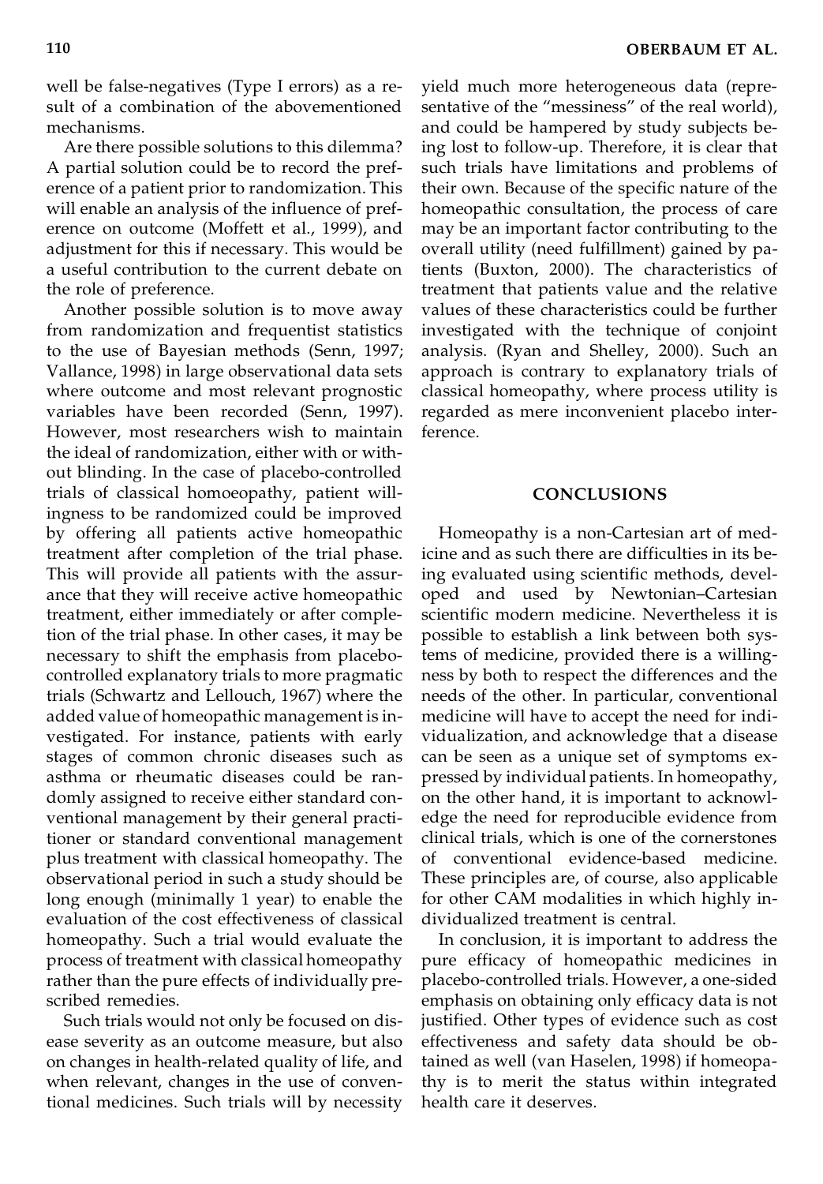well be false-negatives (Type I errors) as a result of a combination of the abovementioned mechanisms.

Are there possible solutions to this dilemma? A partial solution could be to record the preference of a patient prior to randomization. This will enable an analysis of the influence of preference on outcome (Moffett et al., 1999), and adjustment for this if necessary. This would be a useful contribution to the current debate on the role of preference.

Another possible solution is to move away from randomization and frequentist statistics to the use of Bayesian methods (Senn, 1997; Vallance, 1998) in large observational data sets where outcome and most relevant prognostic variables have been recorded (Senn, 1997). However, most researchers wish to maintain the ideal of randomization, either with or without blinding. In the case of placebo-controlled trials of classical homoeopathy, patient willingness to be randomized could be improved by offering all patients active homeopathic treatment after completion of the trial phase. This will provide all patients with the assurance that they will receive active homeopathic treatment, either immediately or after completion of the trial phase. In other cases, it may be necessary to shift the emphasis from placebo-controlled explanatory trials to more pragmatic trials (Schwartz and Lellouch, 1967) where the added value of homeopathic management is investigated. For instance, patients with early stages of common chronic diseases such as asthma or rheumatic diseases could be randomly assigned to receive either standard conventional management by their general practitioner or standard conventional management plus treatment with classical homeopathy. The observational period in such a study should be long enough (minimally 1 year) to enable the evaluation of the cost effectiveness of classical homeopathy. Such a trial would evaluate the process of treatment with classical homeopathy rather than the pure effects of individually prescribed remedies.

Such trials would not only be focused on disease severity as an outcome measure, but also on changes in health-related quality of life, and when relevant, changes in the use of conventional medicines. Such trials will by necessity yield much more heterogeneous data (representative of the "messiness" of the real world), and could be hampered by study subjects being lost to follow-up. Therefore, it is clear that such trials have limitations and problems of their own. Because of the specific nature of the homeopathic consultation, the process of care may be an important factor contributing to the overall utility (need fulfillment) gained by patients (Buxton, 2000). The characteristics of treatment that patients value and the relative values of these characteristics could be further investigated with the technique of conjoint analysis. (Ryan and Shelley, 2000). Such an approach is contrary to explanatory trials of classical homeopathy, where process utility is regarded as mere inconvenient placebo interference.

## CONCLUSIONS

Homeopathy is a non-Cartesian art of medicine and as such there are difficulties in its being evaluated using scientific methods, developed and used by Newtonian–Cartesian scientific modern medicine. Nevertheless it is possible to establish a link between both systems of medicine, provided there is a willingness by both to respect the differences and the needs of the other. In particular, conventional medicine will have to accept the need for individualization, and acknowledge that a disease can be seen as a unique set of symptoms expressed by individual patients. In homeopathy, on the other hand, it is important to acknowledge the need for reproducible evidence from clinical trials, which is one of the cornerstones of conventional evidence-based medicine. These principles are, of course, also applicable for other CAM modalities in which highly individualized treatment is central.

In conclusion, it is important to address the pure efficacy of homeopathic medicines in placebo-controlled trials. However, a one-sided emphasis on obtaining only efficacy data is not justified. Other types of evidence such as cost effectiveness and safety data should be obtained as well (van Haselen, 1998) if homeopathy is to merit the status within integrated health care it deserves.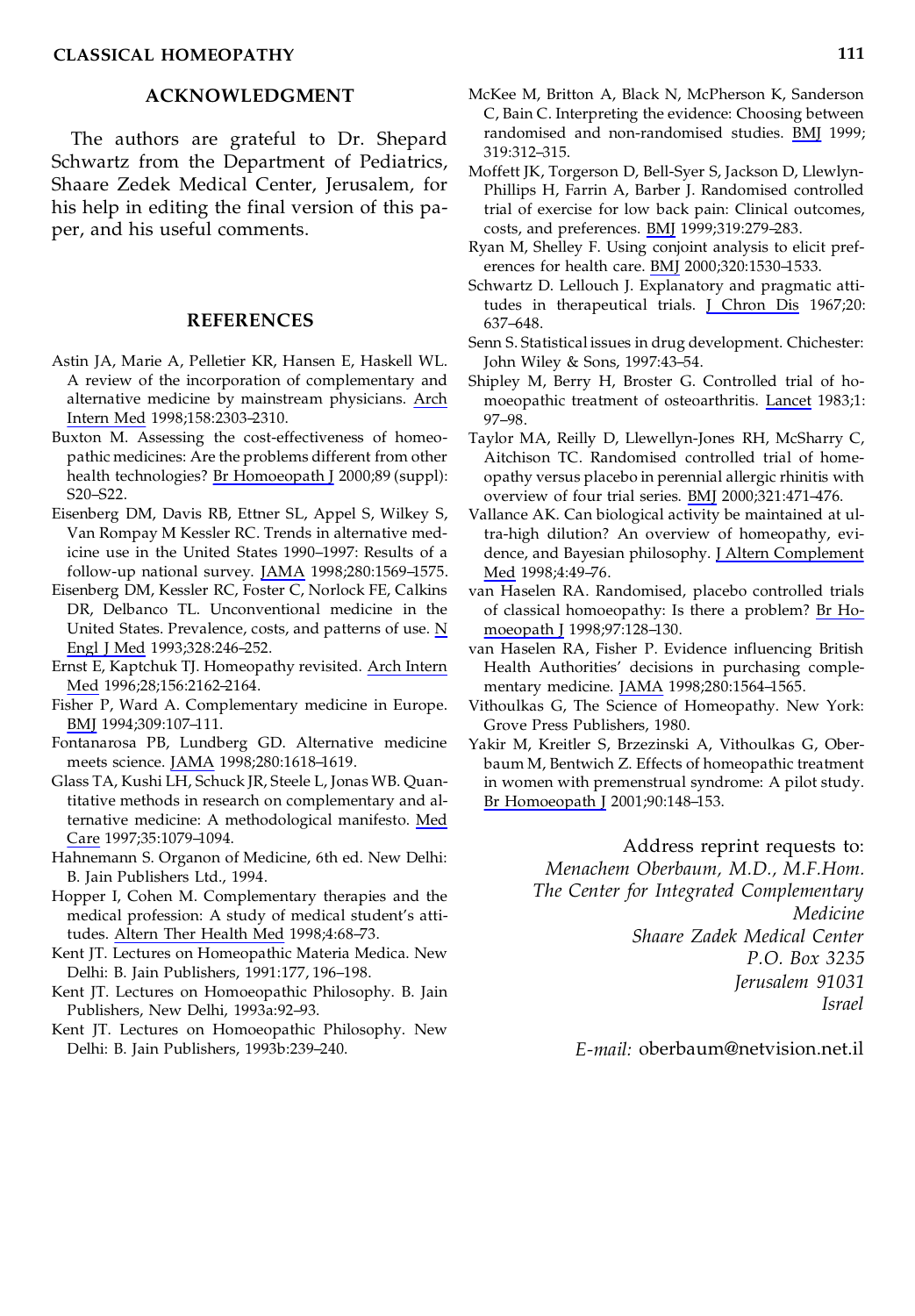## ACKNOWLEDGMENT

The authors are grateful to Dr. Shepard Schwartz from the Department of Pediatrics, Shaare Zedek Medical Center, Jerusalem, for his help in editing the final version of this paper, and his useful comments.

## REFERENCES

Astin JA, Marie A, Pelletier KR, Hansen E, Haskell WL. A review of the incorporation of complementary and alternative medicine by mainstream physicians. Arch Intern Med 1998;158:2303–2310.

Buxton M. Assessing the cost-effectiveness of homeopathic medicines: Are the problems different from other health technologies? Br Homoeopath J 2000;89 (suppl): S20–S22.

Eisenberg DM, Davis RB, Ettner SL, Appel S, Wilkey S, Van Rompay M Kessler RC. Trends in alternative medicine use in the United States 1990–1997: Results of a follow-up national survey. JAMA 1998;280:1569–1575.

Eisenberg DM, Kessler RC, Foster C, Norlock FE, Calkins DR, Delbanco TL. Unconventional medicine in the United States. Prevalence, costs, and patterns of use. N Engl J Med 1993;328:246–252.

Ernst E, Kaptchuk TJ. Homeopathy revisited. Arch Intern Med 1996;28;156:2162–2164.

Fisher P, Ward A. Complementary medicine in Europe. BMJ 1994;309:107–111.

Fontanarosa PB, Lundberg GD. Alternative medicine meets science. JAMA 1998;280:1618–1619.

Glass TA, Kushi LH, Schuck JR, Steele L, Jonas WB. Quantitative methods in research on complementary and alternative medicine: A methodological manifesto. Med Care 1997;35:1079–1094.

Hahnemann S. Organon of Medicine, 6th ed. New Delhi: B. Jain Publishers Ltd., 1994.

Hopper I, Cohen M. Complementary therapies and the medical profession: A study of medical student's attitudes. Altern Ther Health Med 1998;4:68–73.

Kent JT. Lectures on Homeopathic Materia Medica. New Delhi: B. Jain Publishers, 1991:177, 196–198.

Kent JT. Lectures on Homoeopathic Philosophy. B. Jain Publishers, New Delhi, 1993a:92–93.

Kent JT. Lectures on Homoeopathic Philosophy. New Delhi: B. Jain Publishers, 1993b:239–240.

McKee M, Britton A, Black N, McPherson K, Sanderson C, Bain C. Interpreting the evidence: Choosing between randomised and non-randomised studies. BMJ 1999; 319:312–315.

Moffett JK, Torgerson D, Bell-Syer S, Jackson D, Llewlyn-Phillips H, Farrin A, Barber J. Randomised controlled trial of exercise for low back pain: Clinical outcomes, costs, and preferences. BMJ 1999;319:279–283.

Ryan M, Shelley F. Using conjoint analysis to elicit preferences for health care. BMJ 2000;320:1530–1533.

Schwartz D. Lellouch J. Explanatory and pragmatic attitudes in therapeutical trials. J Chron Dis 1967;20: 637–648.

Senn S. Statistical issues in drug development. Chichester: John Wiley & Sons, 1997:43–54.

Shipley M, Berry H, Broster G. Controlled trial of homoeopathic treatment of osteoarthritis. Lancet 1983;1: 97–98.

Taylor MA, Reilly D, Llewellyn-Jones RH, McSharry C, Aitchison TC. Randomised controlled trial of homeopathy versus placebo in perennial allergic rhinitis with overview of four trial series. BMJ 2000;321:471–476.

Vallance AK. Can biological activity be maintained at ultra-high dilution? An overview of homeopathy, evidence, and Bayesian philosophy. J Altern Complement Med 1998;4:49–76.

van Haselen RA. Randomised, placebo controlled trials of classical homoeopathy: Is there a problem? Br Homoeopath J 1998;97:128–130.

van Haselen RA, Fisher P. Evidence influencing British Health Authorities' decisions in purchasing complementary medicine. JAMA 1998;280:1564–1565.

Vithoulkas G, The Science of Homeopathy. New York: Grove Press Publishers, 1980.

Yakir M, Kreitler S, Brzezinski A, Vithoulkas G, Oberbaum M, Bentwich Z. Effects of homeopathic treatment in women with premenstrual syndrome: A pilot study. Br Homoeopath J 2001;90:148–153.

Address reprint requests to:
*Menachem Oberbaum, M.D., M.F.Hom.*
*The Center for Integrated Complementary Medicine*
*Shaare Zadek Medical Center*
*P.O. Box 3235*
*Jerusalem 91031*
*Israel*

*E-mail:* oberbaum@netvision.net.il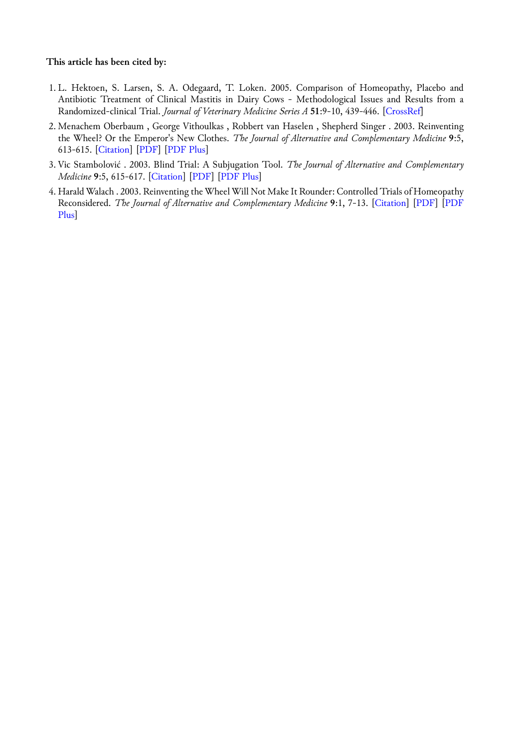**This article has been cited by:**

1. L. Hektoen, S. Larsen, S. A. Odegaard, T. Loken. 2005. Comparison of Homeopathy, Placebo and Antibiotic Treatment of Clinical Mastitis in Dairy Cows - Methodological Issues and Results from a Randomized-clinical Trial. *Journal of Veterinary Medicine Series A* **51**:9-10, 439-446. [CrossRef]
2. Menachem Oberbaum , George Vithoulkas , Robbert van Haselen , Shepherd Singer . 2003. Reinventing the Wheel? Or the Emperor's New Clothes. *The Journal of Alternative and Complementary Medicine* **9**:5, 613-615. [Citation] [PDF] [PDF Plus]
3. Vic Stambolović . 2003. Blind Trial: A Subjugation Tool. *The Journal of Alternative and Complementary Medicine* **9**:5, 615-617. [Citation] [PDF] [PDF Plus]
4. Harald Walach . 2003. Reinventing the Wheel Will Not Make It Rounder: Controlled Trials of Homeopathy Reconsidered. *The Journal of Alternative and Complementary Medicine* **9**:1, 7-13. [Citation] [PDF] [PDF Plus]